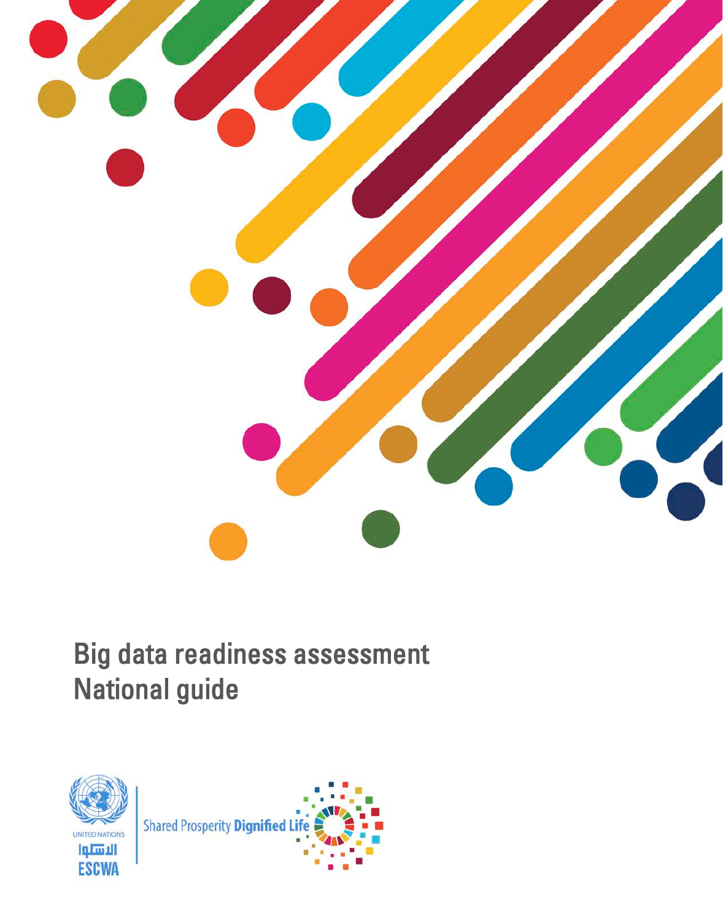# Big data readiness assessment
# National guide

UNITED NATIONS

الاسكوا

ESCWA

Shared Prosperity **Dignified Life**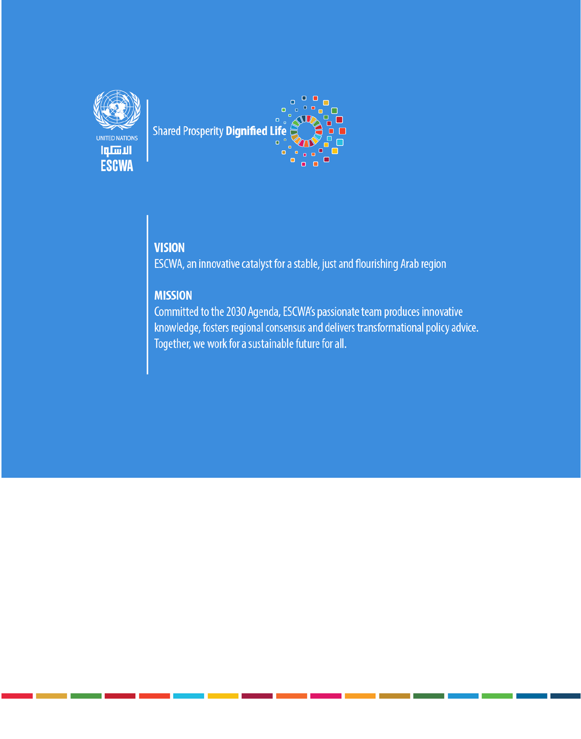UNITED NATIONS

الاسكوا

ESCWA

Shared Prosperity **Dignified Life**

**VISION**

ESCWA, an innovative catalyst for a stable, just and flourishing Arab region

**MISSION**

Committed to the 2030 Agenda, ESCWA's passionate team produces innovative knowledge, fosters regional consensus and delivers transformational policy advice. Together, we work for a sustainable future for all.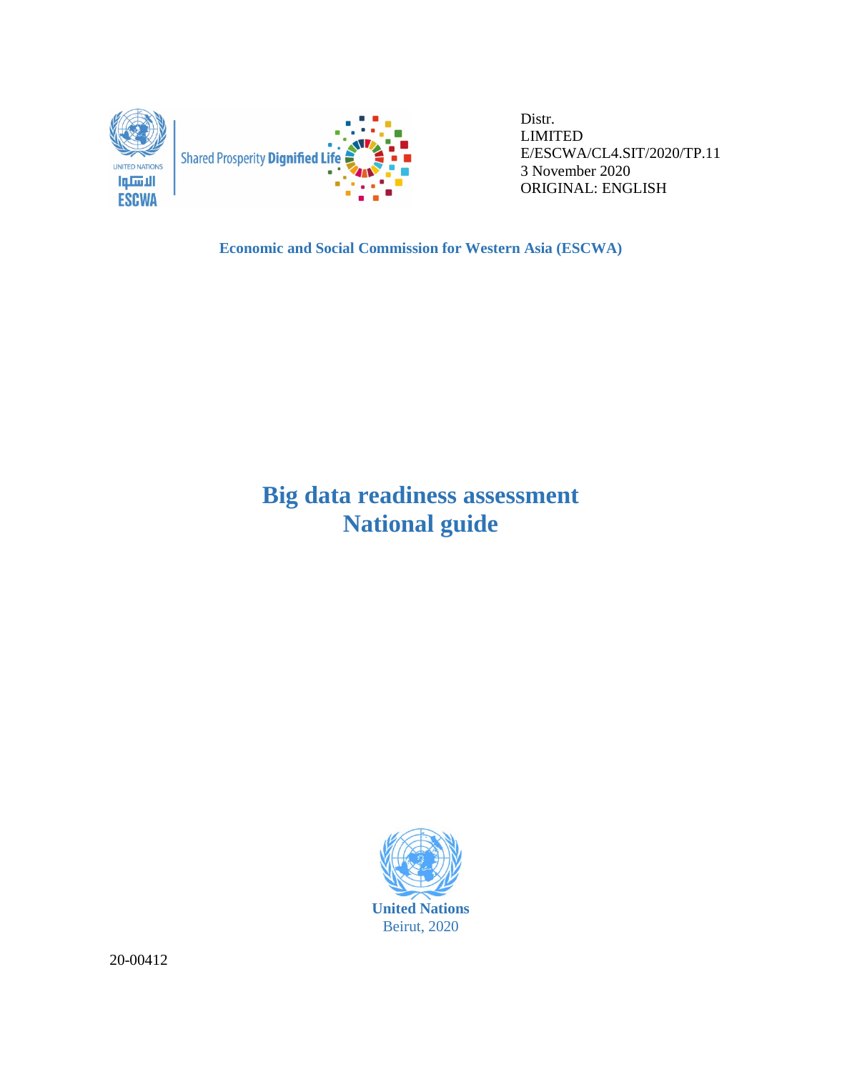Distr.
LIMITED
E/ESCWA/CL4.SIT/2020/TP.11
3 November 2020
ORIGINAL: ENGLISH

**Economic and Social Commission for Western Asia (ESCWA)**

# Big data readiness assessment National guide

**United Nations**
Beirut, 2020

20-00412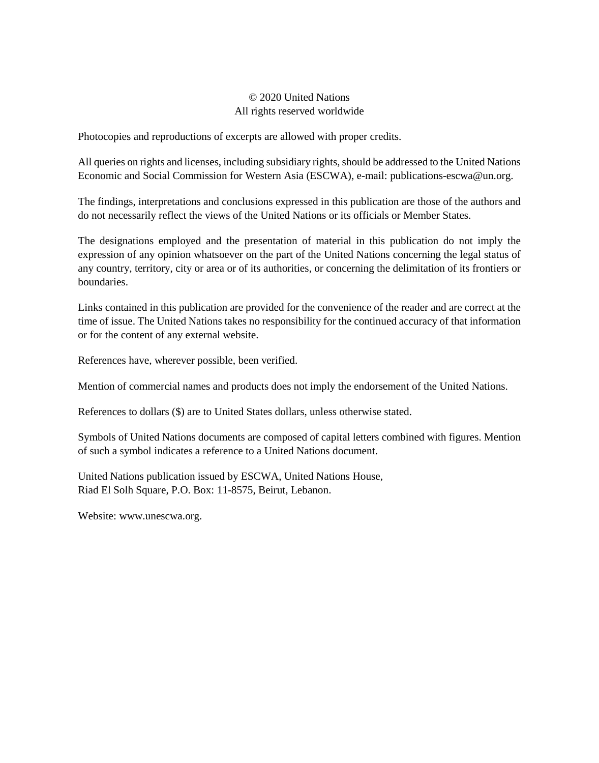© 2020 United Nations
All rights reserved worldwide

Photocopies and reproductions of excerpts are allowed with proper credits.

All queries on rights and licenses, including subsidiary rights, should be addressed to the United Nations Economic and Social Commission for Western Asia (ESCWA), e-mail: publications-escwa@un.org.

The findings, interpretations and conclusions expressed in this publication are those of the authors and do not necessarily reflect the views of the United Nations or its officials or Member States.

The designations employed and the presentation of material in this publication do not imply the expression of any opinion whatsoever on the part of the United Nations concerning the legal status of any country, territory, city or area or of its authorities, or concerning the delimitation of its frontiers or boundaries.

Links contained in this publication are provided for the convenience of the reader and are correct at the time of issue. The United Nations takes no responsibility for the continued accuracy of that information or for the content of any external website.

References have, wherever possible, been verified.

Mention of commercial names and products does not imply the endorsement of the United Nations.

References to dollars ($) are to United States dollars, unless otherwise stated.

Symbols of United Nations documents are composed of capital letters combined with figures. Mention of such a symbol indicates a reference to a United Nations document.

United Nations publication issued by ESCWA, United Nations House,
Riad El Solh Square, P.O. Box: 11-8575, Beirut, Lebanon.

Website: www.unescwa.org.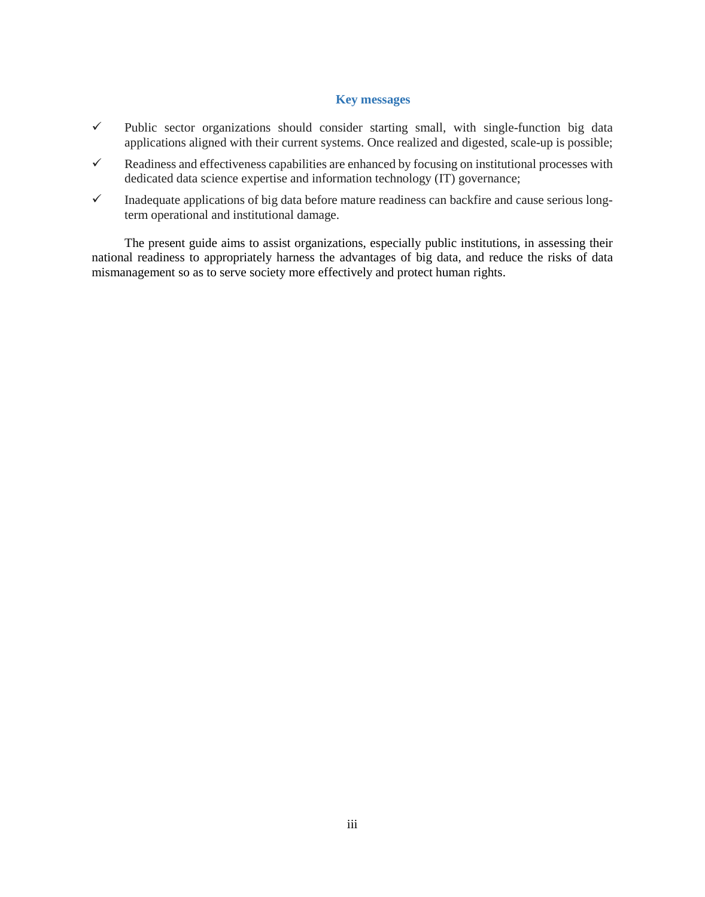## Key messages

- ✓ Public sector organizations should consider starting small, with single-function big data applications aligned with their current systems. Once realized and digested, scale-up is possible;
- ✓ Readiness and effectiveness capabilities are enhanced by focusing on institutional processes with dedicated data science expertise and information technology (IT) governance;
- ✓ Inadequate applications of big data before mature readiness can backfire and cause serious long-term operational and institutional damage.

The present guide aims to assist organizations, especially public institutions, in assessing their national readiness to appropriately harness the advantages of big data, and reduce the risks of data mismanagement so as to serve society more effectively and protect human rights.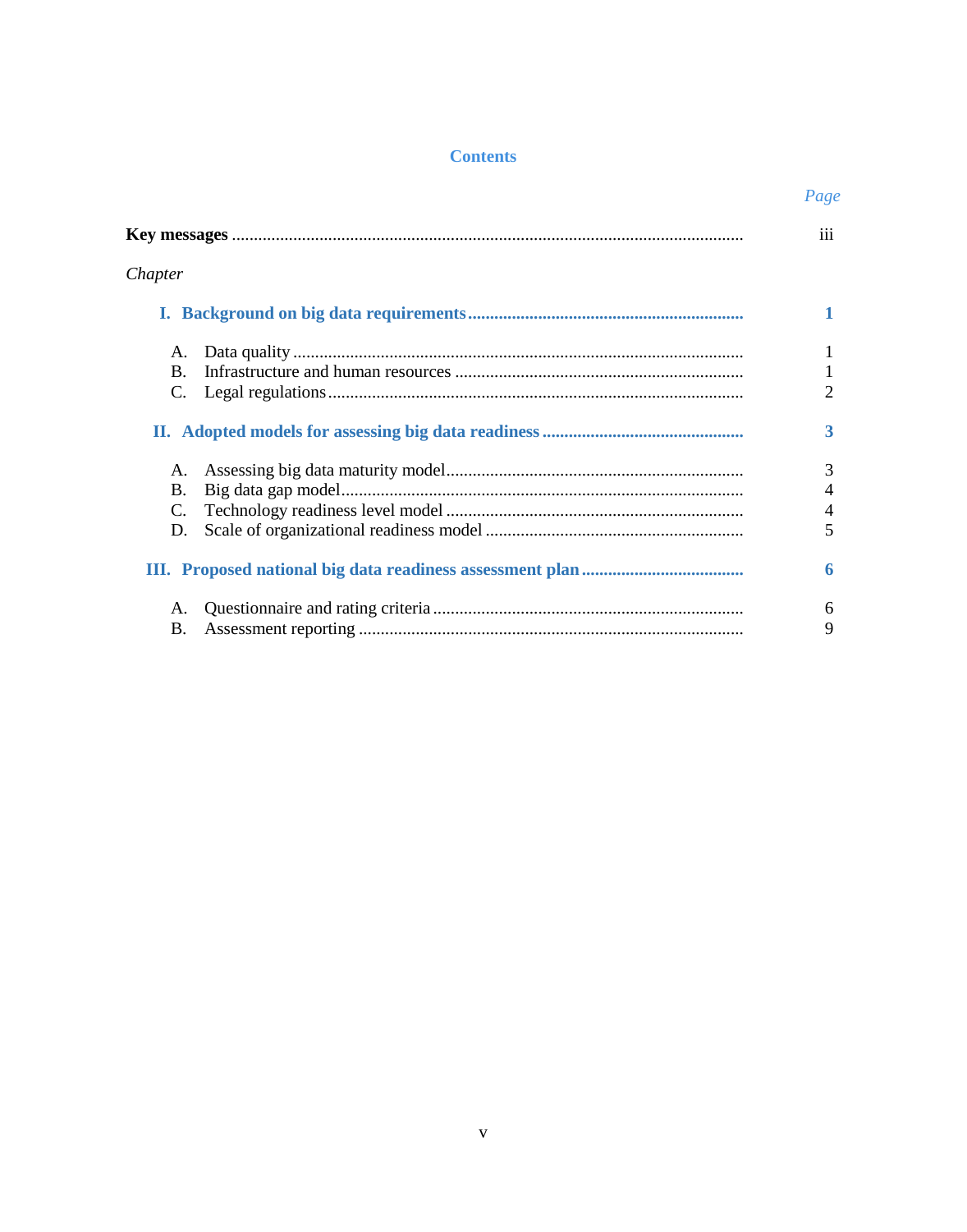# Contents

| | *Page* |
|---|---|
| **Key messages** | iii |
| *Chapter* | |
| **I. Background on big data requirements** | **1** |
| A. Data quality | 1 |
| B. Infrastructure and human resources | 1 |
| C. Legal regulations | 2 |
| **II. Adopted models for assessing big data readiness** | **3** |
| A. Assessing big data maturity model | 3 |
| B. Big data gap model | 4 |
| C. Technology readiness level model | 4 |
| D. Scale of organizational readiness model | 5 |
| **III. Proposed national big data readiness assessment plan** | **6** |
| A. Questionnaire and rating criteria | 6 |
| B. Assessment reporting | 9 |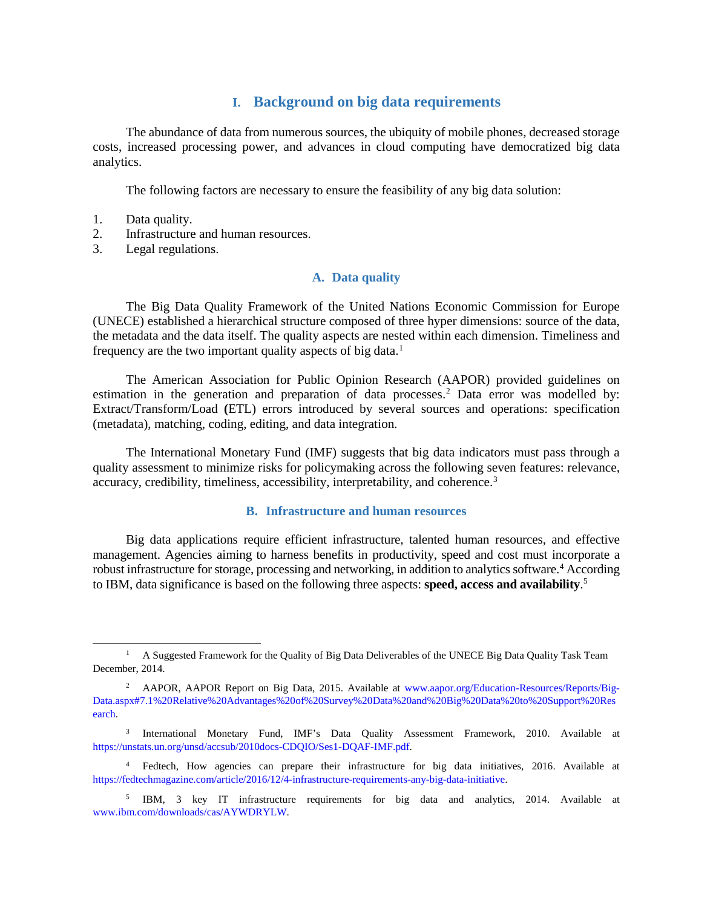# I. Background on big data requirements

The abundance of data from numerous sources, the ubiquity of mobile phones, decreased storage costs, increased processing power, and advances in cloud computing have democratized big data analytics.

The following factors are necessary to ensure the feasibility of any big data solution:

1. Data quality.
2. Infrastructure and human resources.
3. Legal regulations.

## A. Data quality

The Big Data Quality Framework of the United Nations Economic Commission for Europe (UNECE) established a hierarchical structure composed of three hyper dimensions: source of the data, the metadata and the data itself. The quality aspects are nested within each dimension. Timeliness and frequency are the two important quality aspects of big data.[1]

The American Association for Public Opinion Research (AAPOR) provided guidelines on estimation in the generation and preparation of data processes.[2] Data error was modelled by: Extract/Transform/Load **(**ETL) errors introduced by several sources and operations: specification (metadata), matching, coding, editing, and data integration.

The International Monetary Fund (IMF) suggests that big data indicators must pass through a quality assessment to minimize risks for policymaking across the following seven features: relevance, accuracy, credibility, timeliness, accessibility, interpretability, and coherence.[3]

## B. Infrastructure and human resources

Big data applications require efficient infrastructure, talented human resources, and effective management. Agencies aiming to harness benefits in productivity, speed and cost must incorporate a robust infrastructure for storage, processing and networking, in addition to analytics software.[4] According to IBM, data significance is based on the following three aspects: **speed, access and availability**.[5]

---

[1] A Suggested Framework for the Quality of Big Data Deliverables of the UNECE Big Data Quality Task Team December, 2014.

[2] AAPOR, AAPOR Report on Big Data, 2015. Available at www.aapor.org/Education-Resources/Reports/Big-Data.aspx#7.1%20Relative%20Advantages%20of%20Survey%20Data%20and%20Big%20Data%20to%20Support%20Research.

[3] International Monetary Fund, IMF's Data Quality Assessment Framework, 2010. Available at https://unstats.un.org/unsd/accsub/2010docs-CDQIO/Ses1-DQAF-IMF.pdf.

[4] Fedtech, How agencies can prepare their infrastructure for big data initiatives, 2016. Available at https://fedtechmagazine.com/article/2016/12/4-infrastructure-requirements-any-big-data-initiative.

[5] IBM, 3 key IT infrastructure requirements for big data and analytics, 2014. Available at www.ibm.com/downloads/cas/AYWDRYLW.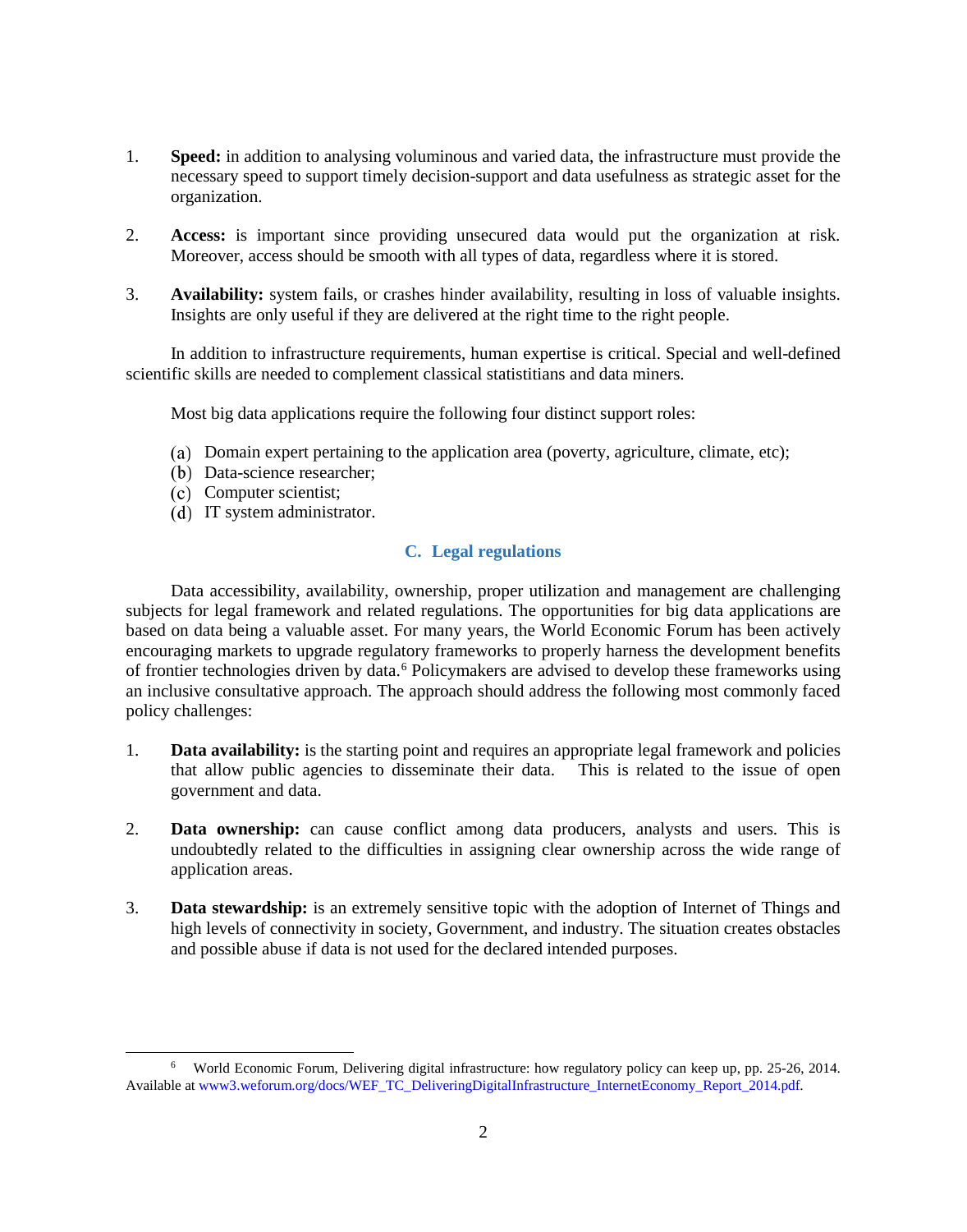1. **Speed:** in addition to analysing voluminous and varied data, the infrastructure must provide the necessary speed to support timely decision-support and data usefulness as strategic asset for the organization.

2. **Access:** is important since providing unsecured data would put the organization at risk. Moreover, access should be smooth with all types of data, regardless where it is stored.

3. **Availability:** system fails, or crashes hinder availability, resulting in loss of valuable insights. Insights are only useful if they are delivered at the right time to the right people.

In addition to infrastructure requirements, human expertise is critical. Special and well-defined scientific skills are needed to complement classical statistitians and data miners.

Most big data applications require the following four distinct support roles:

(a) Domain expert pertaining to the application area (poverty, agriculture, climate, etc);
(b) Data-science researcher;
(c) Computer scientist;
(d) IT system administrator.

### C. Legal regulations

Data accessibility, availability, ownership, proper utilization and management are challenging subjects for legal framework and related regulations. The opportunities for big data applications are based on data being a valuable asset. For many years, the World Economic Forum has been actively encouraging markets to upgrade regulatory frameworks to properly harness the development benefits of frontier technologies driven by data.[6] Policymakers are advised to develop these frameworks using an inclusive consultative approach. The approach should address the following most commonly faced policy challenges:

1. **Data availability:** is the starting point and requires an appropriate legal framework and policies that allow public agencies to disseminate their data. This is related to the issue of open government and data.

2. **Data ownership:** can cause conflict among data producers, analysts and users. This is undoubtedly related to the difficulties in assigning clear ownership across the wide range of application areas.

3. **Data stewardship:** is an extremely sensitive topic with the adoption of Internet of Things and high levels of connectivity in society, Government, and industry. The situation creates obstacles and possible abuse if data is not used for the declared intended purposes.

---

[6] World Economic Forum, Delivering digital infrastructure: how regulatory policy can keep up, pp. 25-26, 2014. Available at www3.weforum.org/docs/WEF_TC_DeliveringDigitalInfrastructure_InternetEconomy_Report_2014.pdf.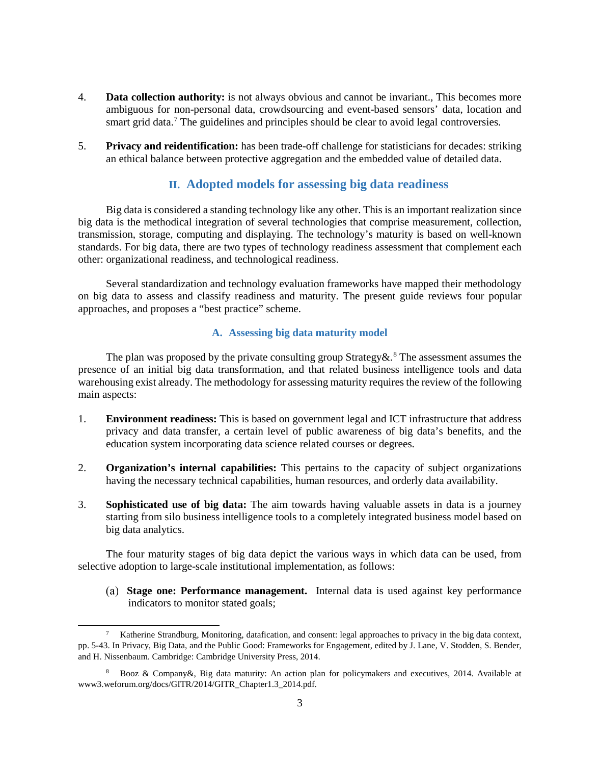4. **Data collection authority:** is not always obvious and cannot be invariant., This becomes more ambiguous for non-personal data, crowdsourcing and event-based sensors' data, location and smart grid data.[7] The guidelines and principles should be clear to avoid legal controversies.

5. **Privacy and reidentification:** has been trade-off challenge for statisticians for decades: striking an ethical balance between protective aggregation and the embedded value of detailed data.

## II. Adopted models for assessing big data readiness

Big data is considered a standing technology like any other. This is an important realization since big data is the methodical integration of several technologies that comprise measurement, collection, transmission, storage, computing and displaying. The technology's maturity is based on well-known standards. For big data, there are two types of technology readiness assessment that complement each other: organizational readiness, and technological readiness.

Several standardization and technology evaluation frameworks have mapped their methodology on big data to assess and classify readiness and maturity. The present guide reviews four popular approaches, and proposes a "best practice" scheme.

### A. Assessing big data maturity model

The plan was proposed by the private consulting group Strategy&.[8] The assessment assumes the presence of an initial big data transformation, and that related business intelligence tools and data warehousing exist already. The methodology for assessing maturity requires the review of the following main aspects:

1. **Environment readiness:** This is based on government legal and ICT infrastructure that address privacy and data transfer, a certain level of public awareness of big data's benefits, and the education system incorporating data science related courses or degrees.

2. **Organization's internal capabilities:** This pertains to the capacity of subject organizations having the necessary technical capabilities, human resources, and orderly data availability.

3. **Sophisticated use of big data:** The aim towards having valuable assets in data is a journey starting from silo business intelligence tools to a completely integrated business model based on big data analytics.

The four maturity stages of big data depict the various ways in which data can be used, from selective adoption to large-scale institutional implementation, as follows:

(a) **Stage one: Performance management.** Internal data is used against key performance indicators to monitor stated goals;

---

[7] Katherine Strandburg, Monitoring, datafication, and consent: legal approaches to privacy in the big data context, pp. 5-43. In Privacy, Big Data, and the Public Good: Frameworks for Engagement, edited by J. Lane, V. Stodden, S. Bender, and H. Nissenbaum. Cambridge: Cambridge University Press, 2014.

[8] Booz & Company&, Big data maturity: An action plan for policymakers and executives, 2014. Available at www3.weforum.org/docs/GITR/2014/GITR_Chapter1.3_2014.pdf.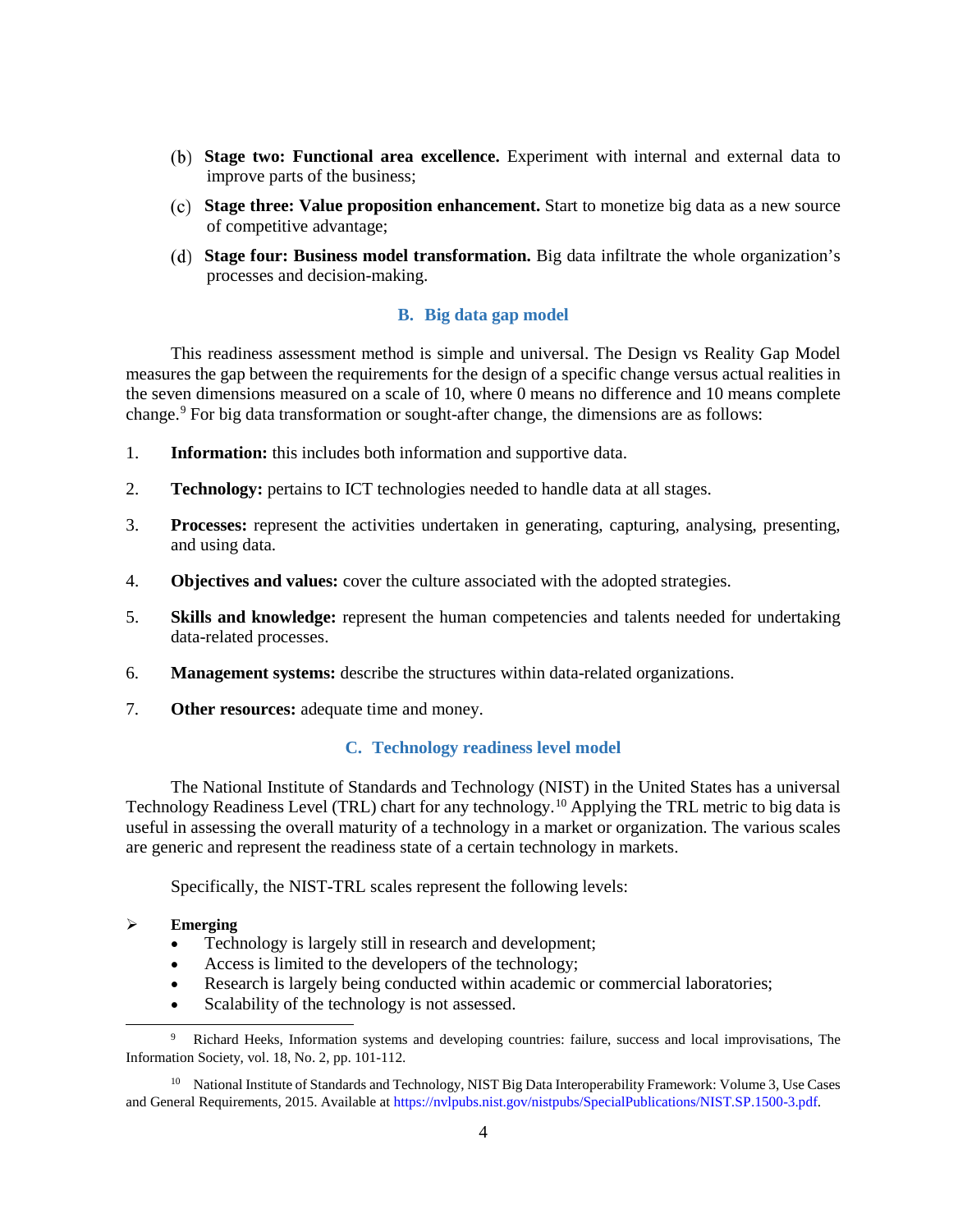(b) **Stage two: Functional area excellence.** Experiment with internal and external data to improve parts of the business;

(c) **Stage three: Value proposition enhancement.** Start to monetize big data as a new source of competitive advantage;

(d) **Stage four: Business model transformation.** Big data infiltrate the whole organization's processes and decision-making.

### B. Big data gap model

This readiness assessment method is simple and universal. The Design vs Reality Gap Model measures the gap between the requirements for the design of a specific change versus actual realities in the seven dimensions measured on a scale of 10, where 0 means no difference and 10 means complete change.[9] For big data transformation or sought-after change, the dimensions are as follows:

1. **Information:** this includes both information and supportive data.

2. **Technology:** pertains to ICT technologies needed to handle data at all stages.

3. **Processes:** represent the activities undertaken in generating, capturing, analysing, presenting, and using data.

4. **Objectives and values:** cover the culture associated with the adopted strategies.

5. **Skills and knowledge:** represent the human competencies and talents needed for undertaking data-related processes.

6. **Management systems:** describe the structures within data-related organizations.

7. **Other resources:** adequate time and money.

### C. Technology readiness level model

The National Institute of Standards and Technology (NIST) in the United States has a universal Technology Readiness Level (TRL) chart for any technology.[10] Applying the TRL metric to big data is useful in assessing the overall maturity of a technology in a market or organization. The various scales are generic and represent the readiness state of a certain technology in markets.

Specifically, the NIST-TRL scales represent the following levels:

- **Emerging**
  - Technology is largely still in research and development;
  - Access is limited to the developers of the technology;
  - Research is largely being conducted within academic or commercial laboratories;
  - Scalability of the technology is not assessed.

---

[9] Richard Heeks, Information systems and developing countries: failure, success and local improvisations, The Information Society, vol. 18, No. 2, pp. 101-112.

[10] National Institute of Standards and Technology, NIST Big Data Interoperability Framework: Volume 3, Use Cases and General Requirements, 2015. Available at https://nvlpubs.nist.gov/nistpubs/SpecialPublications/NIST.SP.1500-3.pdf.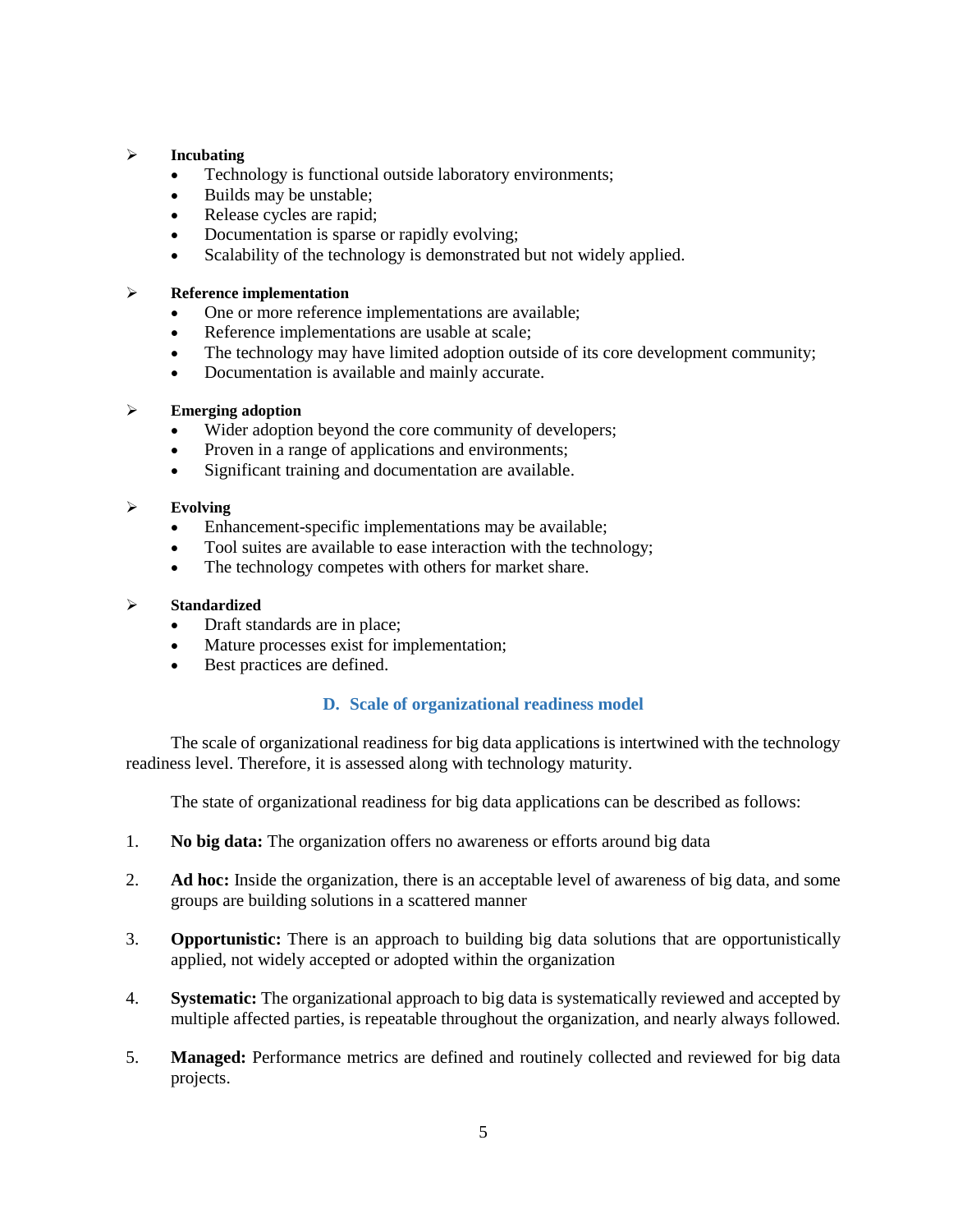- **Incubating**
  - Technology is functional outside laboratory environments;
  - Builds may be unstable;
  - Release cycles are rapid;
  - Documentation is sparse or rapidly evolving;
  - Scalability of the technology is demonstrated but not widely applied.

- **Reference implementation**
  - One or more reference implementations are available;
  - Reference implementations are usable at scale;
  - The technology may have limited adoption outside of its core development community;
  - Documentation is available and mainly accurate.

- **Emerging adoption**
  - Wider adoption beyond the core community of developers;
  - Proven in a range of applications and environments;
  - Significant training and documentation are available.

- **Evolving**
  - Enhancement-specific implementations may be available;
  - Tool suites are available to ease interaction with the technology;
  - The technology competes with others for market share.

- **Standardized**
  - Draft standards are in place;
  - Mature processes exist for implementation;
  - Best practices are defined.

### D. Scale of organizational readiness model

The scale of organizational readiness for big data applications is intertwined with the technology readiness level. Therefore, it is assessed along with technology maturity.

The state of organizational readiness for big data applications can be described as follows:

1. **No big data:** The organization offers no awareness or efforts around big data

2. **Ad hoc:** Inside the organization, there is an acceptable level of awareness of big data, and some groups are building solutions in a scattered manner

3. **Opportunistic:** There is an approach to building big data solutions that are opportunistically applied, not widely accepted or adopted within the organization

4. **Systematic:** The organizational approach to big data is systematically reviewed and accepted by multiple affected parties, is repeatable throughout the organization, and nearly always followed.

5. **Managed:** Performance metrics are defined and routinely collected and reviewed for big data projects.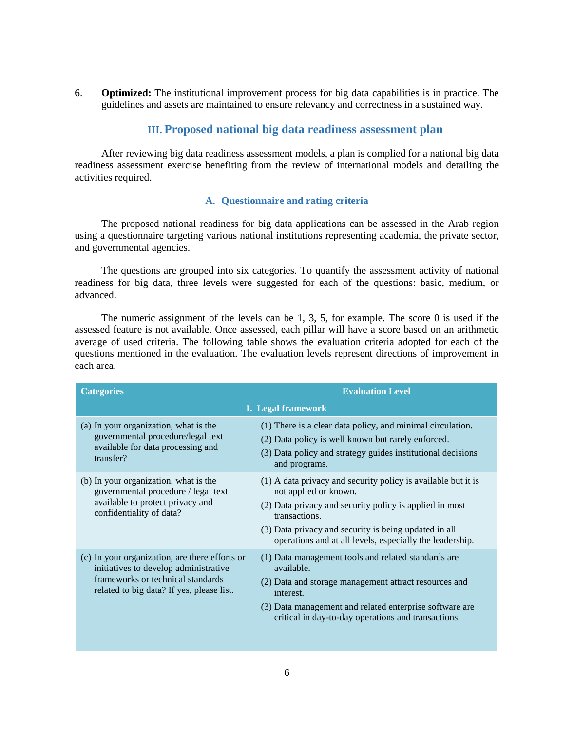6. **Optimized:** The institutional improvement process for big data capabilities is in practice. The guidelines and assets are maintained to ensure relevancy and correctness in a sustained way.

## III. Proposed national big data readiness assessment plan

After reviewing big data readiness assessment models, a plan is complied for a national big data readiness assessment exercise benefiting from the review of international models and detailing the activities required.

### A. Questionnaire and rating criteria

The proposed national readiness for big data applications can be assessed in the Arab region using a questionnaire targeting various national institutions representing academia, the private sector, and governmental agencies.

The questions are grouped into six categories. To quantify the assessment activity of national readiness for big data, three levels were suggested for each of the questions: basic, medium, or advanced.

The numeric assignment of the levels can be 1, 3, 5, for example. The score 0 is used if the assessed feature is not available. Once assessed, each pillar will have a score based on an arithmetic average of used criteria. The following table shows the evaluation criteria adopted for each of the questions mentioned in the evaluation. The evaluation levels represent directions of improvement in each area.

| Categories | Evaluation Level |
|---|---|
| **I. Legal framework** | |
| (a) In your organization, what is the governmental procedure/legal text available for data processing and transfer? | (1) There is a clear data policy, and minimal circulation.<br>(2) Data policy is well known but rarely enforced.<br>(3) Data policy and strategy guides institutional decisions and programs. |
| (b) In your organization, what is the governmental procedure / legal text available to protect privacy and confidentiality of data? | (1) A data privacy and security policy is available but it is not applied or known.<br>(2) Data privacy and security policy is applied in most transactions.<br>(3) Data privacy and security is being updated in all operations and at all levels, especially the leadership. |
| (c) In your organization, are there efforts or initiatives to develop administrative frameworks or technical standards related to big data? If yes, please list. | (1) Data management tools and related standards are available.<br>(2) Data and storage management attract resources and interest.<br>(3) Data management and related enterprise software are critical in day-to-day operations and transactions. |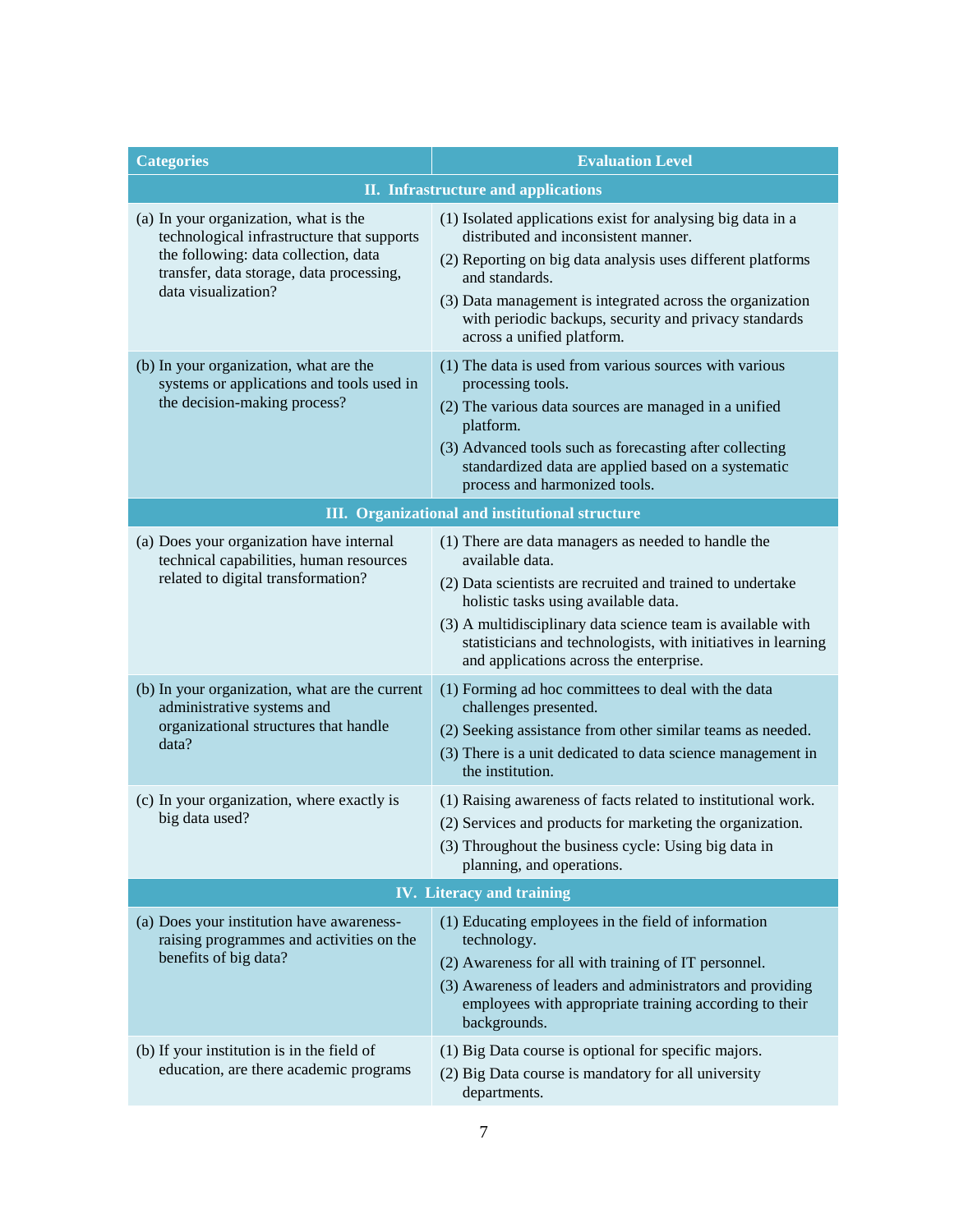| Categories | Evaluation Level |
|---|---|
| **II. Infrastructure and applications** | |
| (a) In your organization, what is the technological infrastructure that supports the following: data collection, data transfer, data storage, data processing, data visualization? | (1) Isolated applications exist for analysing big data in a distributed and inconsistent manner.<br>(2) Reporting on big data analysis uses different platforms and standards.<br>(3) Data management is integrated across the organization with periodic backups, security and privacy standards across a unified platform. |
| (b) In your organization, what are the systems or applications and tools used in the decision-making process? | (1) The data is used from various sources with various processing tools.<br>(2) The various data sources are managed in a unified platform.<br>(3) Advanced tools such as forecasting after collecting standardized data are applied based on a systematic process and harmonized tools. |
| **III. Organizational and institutional structure** | |
| (a) Does your organization have internal technical capabilities, human resources related to digital transformation? | (1) There are data managers as needed to handle the available data.<br>(2) Data scientists are recruited and trained to undertake holistic tasks using available data.<br>(3) A multidisciplinary data science team is available with statisticians and technologists, with initiatives in learning and applications across the enterprise. |
| (b) In your organization, what are the current administrative systems and organizational structures that handle data? | (1) Forming ad hoc committees to deal with the data challenges presented.<br>(2) Seeking assistance from other similar teams as needed.<br>(3) There is a unit dedicated to data science management in the institution. |
| (c) In your organization, where exactly is big data used? | (1) Raising awareness of facts related to institutional work.<br>(2) Services and products for marketing the organization.<br>(3) Throughout the business cycle: Using big data in planning, and operations. |
| **IV. Literacy and training** | |
| (a) Does your institution have awareness-raising programmes and activities on the benefits of big data? | (1) Educating employees in the field of information technology.<br>(2) Awareness for all with training of IT personnel.<br>(3) Awareness of leaders and administrators and providing employees with appropriate training according to their backgrounds. |
| (b) If your institution is in the field of education, are there academic programs | (1) Big Data course is optional for specific majors.<br>(2) Big Data course is mandatory for all university departments. |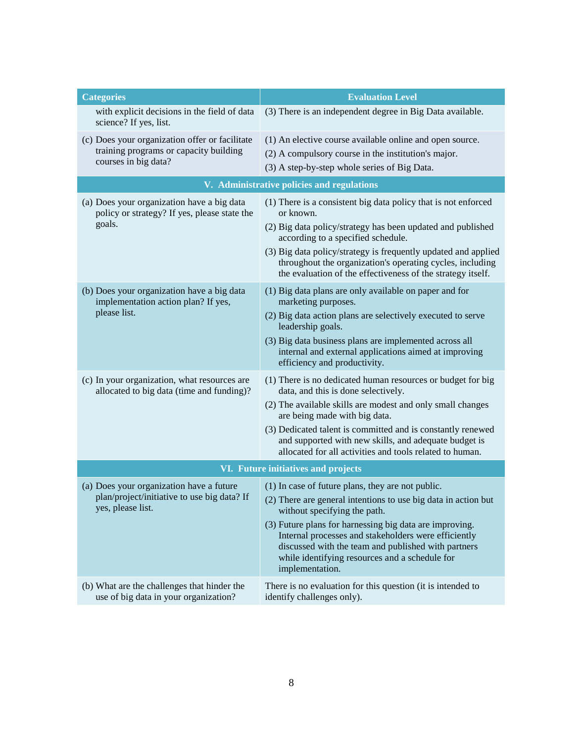| Categories | Evaluation Level |
|---|---|
| with explicit decisions in the field of data science? If yes, list. | (3) There is an independent degree in Big Data available. |
| (c) Does your organization offer or facilitate training programs or capacity building courses in big data? | (1) An elective course available online and open source.<br>(2) A compulsory course in the institution's major.<br>(3) A step-by-step whole series of Big Data. |
| **V. Administrative policies and regulations** | |
| (a) Does your organization have a big data policy or strategy? If yes, please state the goals. | (1) There is a consistent big data policy that is not enforced or known.<br>(2) Big data policy/strategy has been updated and published according to a specified schedule.<br>(3) Big data policy/strategy is frequently updated and applied throughout the organization's operating cycles, including the evaluation of the effectiveness of the strategy itself. |
| (b) Does your organization have a big data implementation action plan? If yes, please list. | (1) Big data plans are only available on paper and for marketing purposes.<br>(2) Big data action plans are selectively executed to serve leadership goals.<br>(3) Big data business plans are implemented across all internal and external applications aimed at improving efficiency and productivity. |
| (c) In your organization, what resources are allocated to big data (time and funding)? | (1) There is no dedicated human resources or budget for big data, and this is done selectively.<br>(2) The available skills are modest and only small changes are being made with big data.<br>(3) Dedicated talent is committed and is constantly renewed and supported with new skills, and adequate budget is allocated for all activities and tools related to human. |
| **VI. Future initiatives and projects** | |
| (a) Does your organization have a future plan/project/initiative to use big data? If yes, please list. | (1) In case of future plans, they are not public.<br>(2) There are general intentions to use big data in action but without specifying the path.<br>(3) Future plans for harnessing big data are improving. Internal processes and stakeholders were efficiently discussed with the team and published with partners while identifying resources and a schedule for implementation. |
| (b) What are the challenges that hinder the use of big data in your organization? | There is no evaluation for this question (it is intended to identify challenges only). |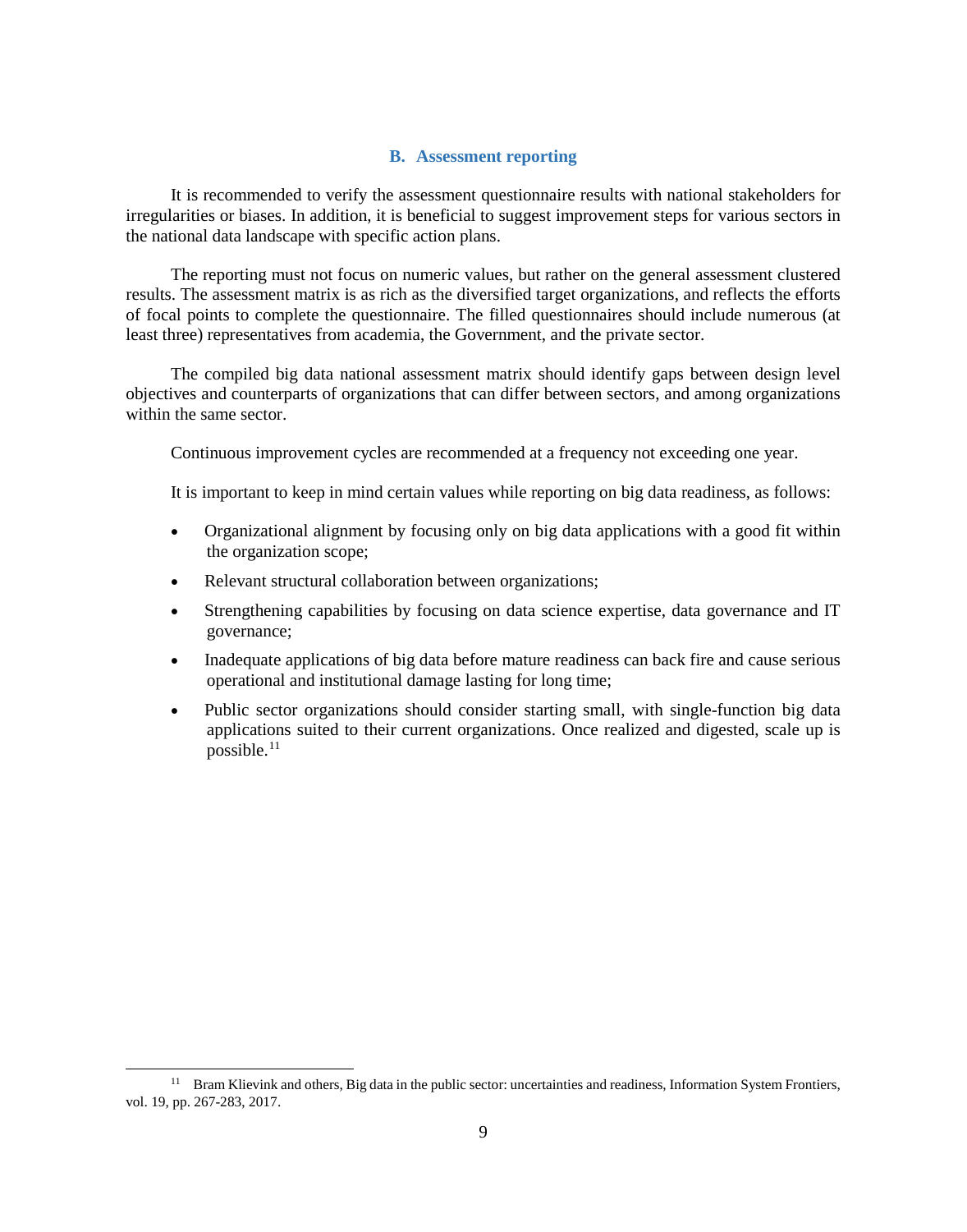## B. Assessment reporting

It is recommended to verify the assessment questionnaire results with national stakeholders for irregularities or biases. In addition, it is beneficial to suggest improvement steps for various sectors in the national data landscape with specific action plans.

The reporting must not focus on numeric values, but rather on the general assessment clustered results. The assessment matrix is as rich as the diversified target organizations, and reflects the efforts of focal points to complete the questionnaire. The filled questionnaires should include numerous (at least three) representatives from academia, the Government, and the private sector.

The compiled big data national assessment matrix should identify gaps between design level objectives and counterparts of organizations that can differ between sectors, and among organizations within the same sector.

Continuous improvement cycles are recommended at a frequency not exceeding one year.

It is important to keep in mind certain values while reporting on big data readiness, as follows:

- Organizational alignment by focusing only on big data applications with a good fit within the organization scope;
- Relevant structural collaboration between organizations;
- Strengthening capabilities by focusing on data science expertise, data governance and IT governance;
- Inadequate applications of big data before mature readiness can back fire and cause serious operational and institutional damage lasting for long time;
- Public sector organizations should consider starting small, with single-function big data applications suited to their current organizations. Once realized and digested, scale up is possible.[11]

---

[11] Bram Klievink and others, Big data in the public sector: uncertainties and readiness, Information System Frontiers, vol. 19, pp. 267-283, 2017.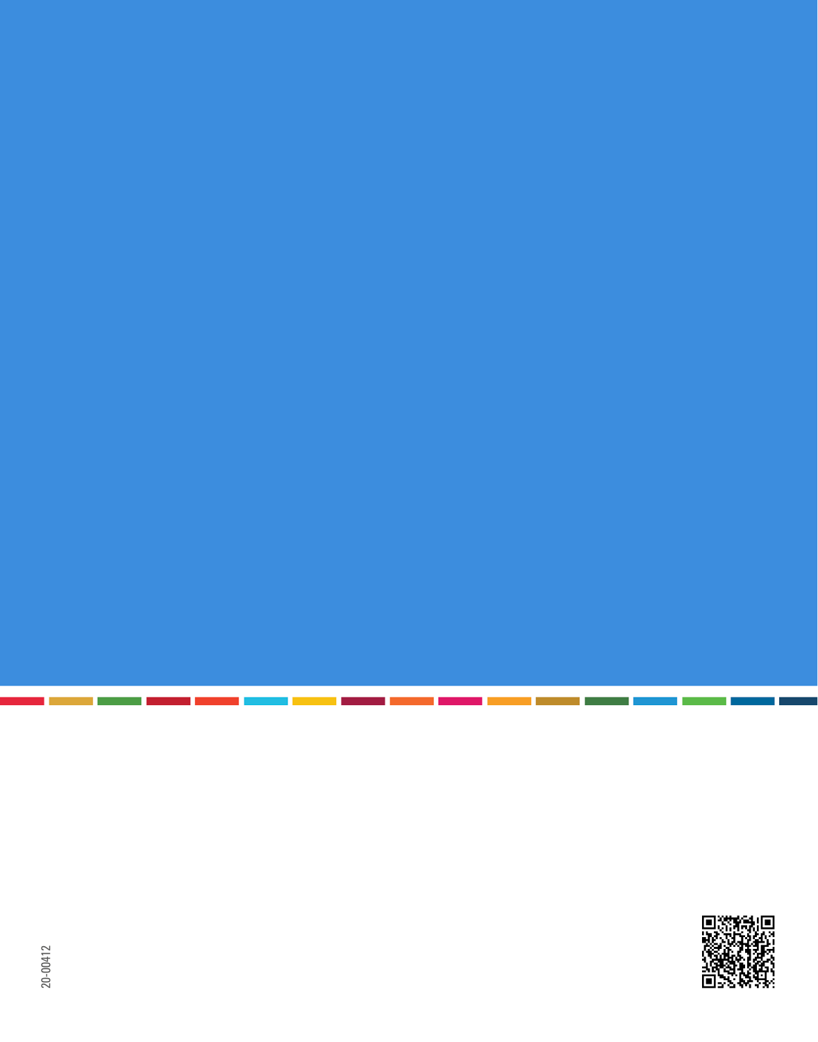20-00412